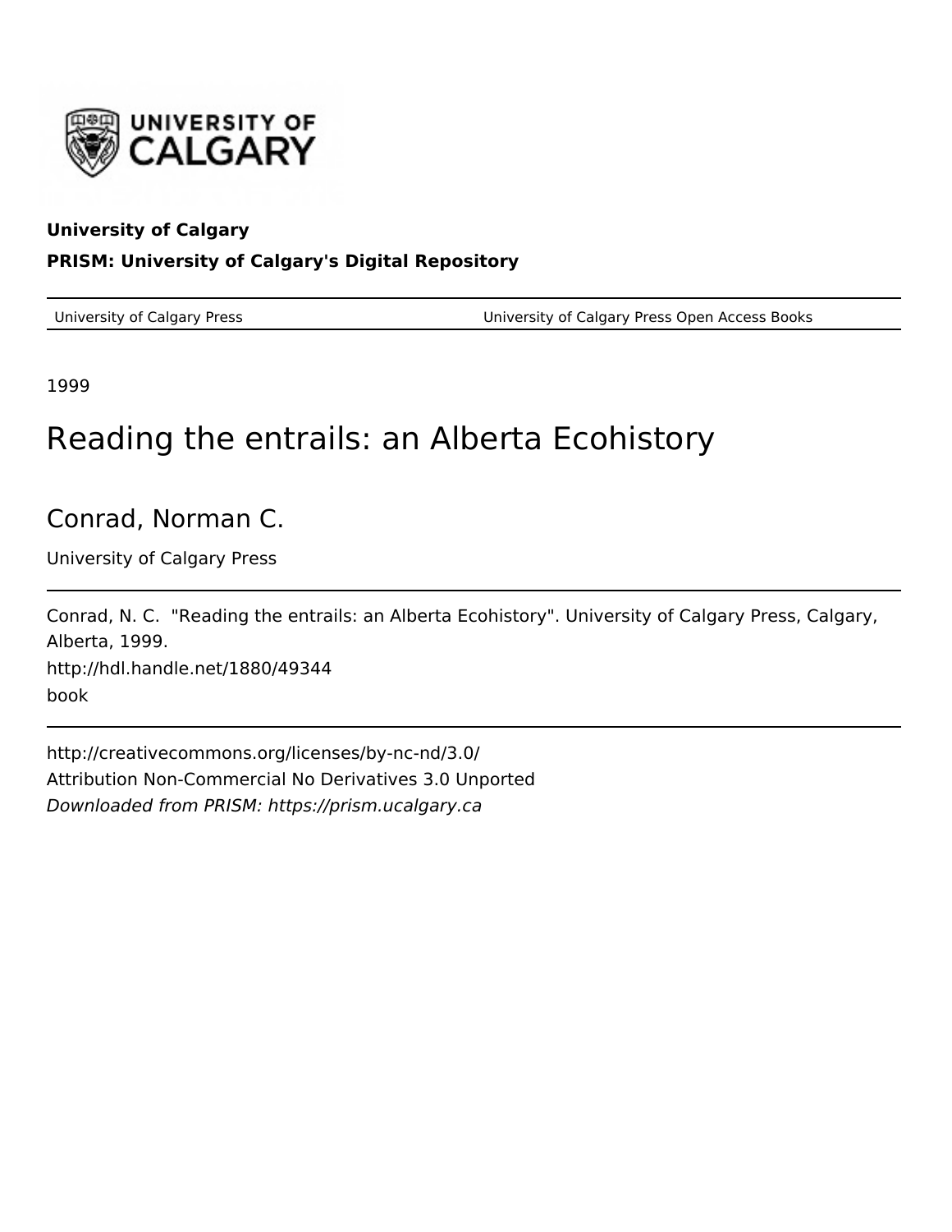**University of Calgary**

**PRISM: University of Calgary's Digital Repository**

---

University of Calgary Press | University of Calgary Press Open Access Books

---

1999

# Reading the entrails: an Alberta Ecohistory

## Conrad, Norman C.

University of Calgary Press

---

Conrad, N. C. "Reading the entrails: an Alberta Ecohistory". University of Calgary Press, Calgary, Alberta, 1999.

http://hdl.handle.net/1880/49344

book

---

http://creativecommons.org/licenses/by-nc-nd/3.0/

Attribution Non-Commercial No Derivatives 3.0 Unported

*Downloaded from PRISM: https://prism.ucalgary.ca*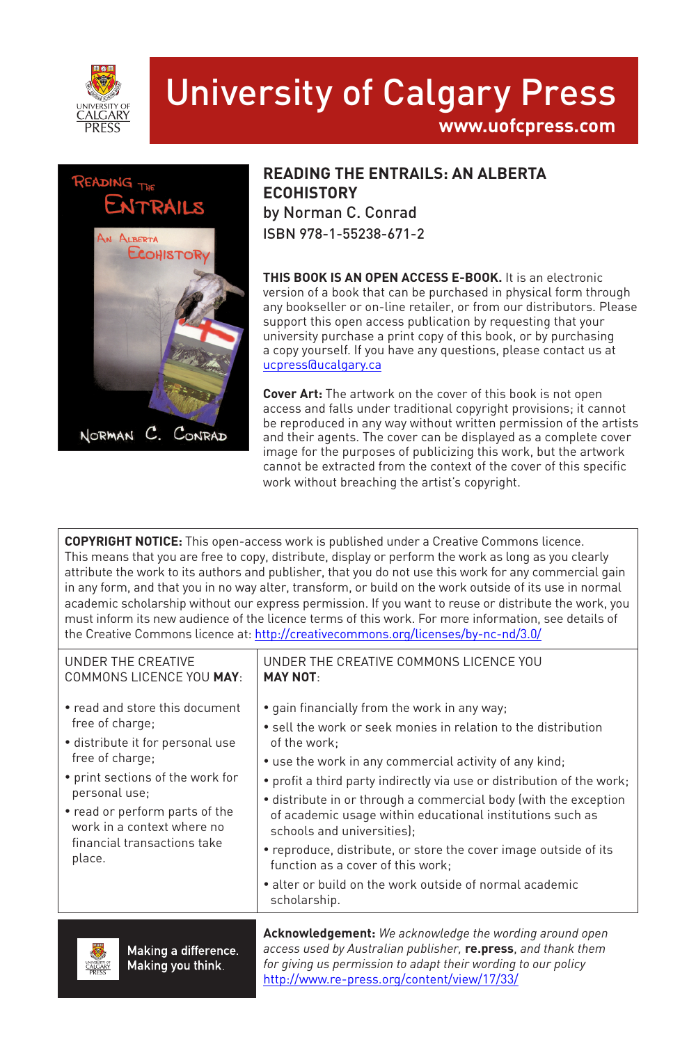# University of Calgary Press

**www.uofcpress.com**

## READING THE ENTRAILS: AN ALBERTA ECOHISTORY

by Norman C. Conrad

ISBN 978-1-55238-671-2

**THIS BOOK IS AN OPEN ACCESS E-BOOK.** It is an electronic version of a book that can be purchased in physical form through any bookseller or on-line retailer, or from our distributors. Please support this open access publication by requesting that your university purchase a print copy of this book, or by purchasing a copy yourself. If you have any questions, please contact us at ucpress@ucalgary.ca

**Cover Art:** The artwork on the cover of this book is not open access and falls under traditional copyright provisions; it cannot be reproduced in any way without written permission of the artists and their agents. The cover can be displayed as a complete cover image for the purposes of publicizing this work, but the artwork cannot be extracted from the context of the cover of this specific work without breaching the artist's copyright.

**COPYRIGHT NOTICE:** This open-access work is published under a Creative Commons licence. This means that you are free to copy, distribute, display or perform the work as long as you clearly attribute the work to its authors and publisher, that you do not use this work for any commercial gain in any form, and that you in no way alter, transform, or build on the work outside of its use in normal academic scholarship without our express permission. If you want to reuse or distribute the work, you must inform its new audience of the licence terms of this work. For more information, see details of the Creative Commons licence at: http://creativecommons.org/licenses/by-nc-nd/3.0/

UNDER THE CREATIVE COMMONS LICENCE YOU **MAY**:

- read and store this document free of charge;
- distribute it for personal use free of charge;
- print sections of the work for personal use;
- read or perform parts of the work in a context where no financial transactions take place.

UNDER THE CREATIVE COMMONS LICENCE YOU **MAY NOT**:

- gain financially from the work in any way;
- sell the work or seek monies in relation to the distribution of the work;
- use the work in any commercial activity of any kind;
- profit a third party indirectly via use or distribution of the work;
- distribute in or through a commercial body (with the exception of academic usage within educational institutions such as schools and universities);
- reproduce, distribute, or store the cover image outside of its function as a cover of this work;
- alter or build on the work outside of normal academic scholarship.

Making a difference.
Making you think.

**Acknowledgement:** *We acknowledge the wording around open access used by Australian publisher,* **re.press**, *and thank them for giving us permission to adapt their wording to our policy* http://www.re-press.org/content/view/17/33/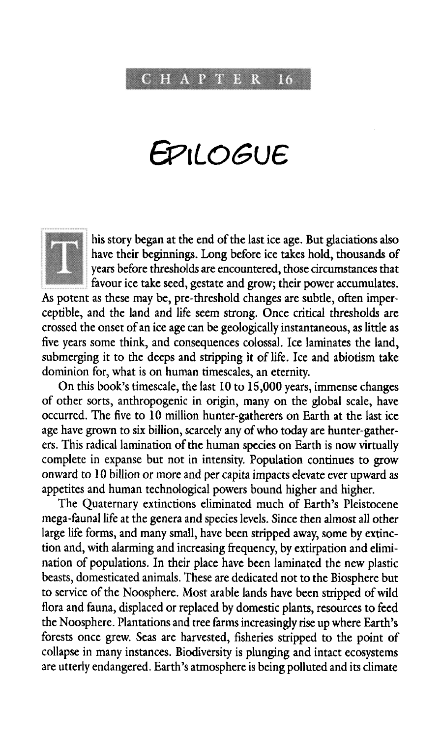CHAPTER 16

# EPILOGUE

This story began at the end of the last ice age. But glaciations also have their beginnings. Long before ice takes hold, thousands of years before thresholds are encountered, those circumstances that favour ice take seed, gestate and grow; their power accumulates. As potent as these may be, pre-threshold changes are subtle, often imperceptible, and the land and life seem strong. Once critical thresholds are crossed the onset of an ice age can be geologically instantaneous, as little as five years some think, and consequences colossal. Ice laminates the land, submerging it to the deeps and stripping it of life. Ice and abiotism take dominion for, what is on human timescales, an eternity.

On this book's timescale, the last 10 to 15,000 years, immense changes of other sorts, anthropogenic in origin, many on the global scale, have occurred. The five to 10 million hunter-gatherers on Earth at the last ice age have grown to six billion, scarcely any of who today are hunter-gatherers. This radical lamination of the human species on Earth is now virtually complete in expanse but not in intensity. Population continues to grow onward to 10 billion or more and per capita impacts elevate ever upward as appetites and human technological powers bound higher and higher.

The Quaternary extinctions eliminated much of Earth's Pleistocene mega-faunal life at the genera and species levels. Since then almost all other large life forms, and many small, have been stripped away, some by extinction and, with alarming and increasing frequency, by extirpation and elimination of populations. In their place have been laminated the new plastic beasts, domesticated animals. These are dedicated not to the Biosphere but to service of the Noosphere. Most arable lands have been stripped of wild flora and fauna, displaced or replaced by domestic plants, resources to feed the Noosphere. Plantations and tree farms increasingly rise up where Earth's forests once grew. Seas are harvested, fisheries stripped to the point of collapse in many instances. Biodiversity is plunging and intact ecosystems are utterly endangered. Earth's atmosphere is being polluted and its climate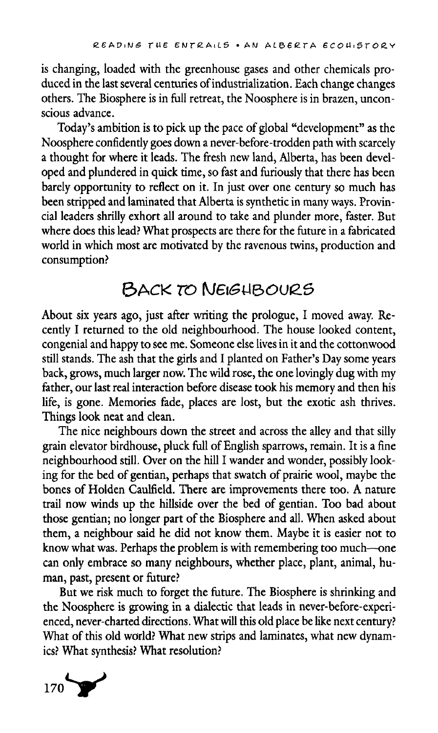is changing, loaded with the greenhouse gases and other chemicals produced in the last several centuries of industrialization. Each change changes others. The Biosphere is in full retreat, the Noosphere is in brazen, unconscious advance.

Today's ambition is to pick up the pace of global "development" as the Noosphere confidently goes down a never-before-trodden path with scarcely a thought for where it leads. The fresh new land, Alberta, has been developed and plundered in quick time, so fast and furiously that there has been barely opportunity to reflect on it. In just over one century so much has been stripped and laminated that Alberta is synthetic in many ways. Provincial leaders shrilly exhort all around to take and plunder more, faster. But where does this lead? What prospects are there for the future in a fabricated world in which most are motivated by the ravenous twins, production and consumption?

## Back to Neighbours

About six years ago, just after writing the prologue, I moved away. Recently I returned to the old neighbourhood. The house looked content, congenial and happy to see me. Someone else lives in it and the cottonwood still stands. The ash that the girls and I planted on Father's Day some years back, grows, much larger now. The wild rose, the one lovingly dug with my father, our last real interaction before disease took his memory and then his life, is gone. Memories fade, places are lost, but the exotic ash thrives. Things look neat and clean.

The nice neighbours down the street and across the alley and that silly grain elevator birdhouse, pluck full of English sparrows, remain. It is a fine neighbourhood still. Over on the hill I wander and wonder, possibly looking for the bed of gentian, perhaps that swatch of prairie wool, maybe the bones of Holden Caulfield. There are improvements there too. A nature trail now winds up the hillside over the bed of gentian. Too bad about those gentian; no longer part of the Biosphere and all. When asked about them, a neighbour said he did not know them. Maybe it is easier not to know what was. Perhaps the problem is with remembering too much—one can only embrace so many neighbours, whether place, plant, animal, human, past, present or future?

But we risk much to forget the future. The Biosphere is shrinking and the Noosphere is growing in a dialectic that leads in never-before-experienced, never-charted directions. What will this old place be like next century? What of this old world? What new strips and laminates, what new dynamics? What synthesis? What resolution?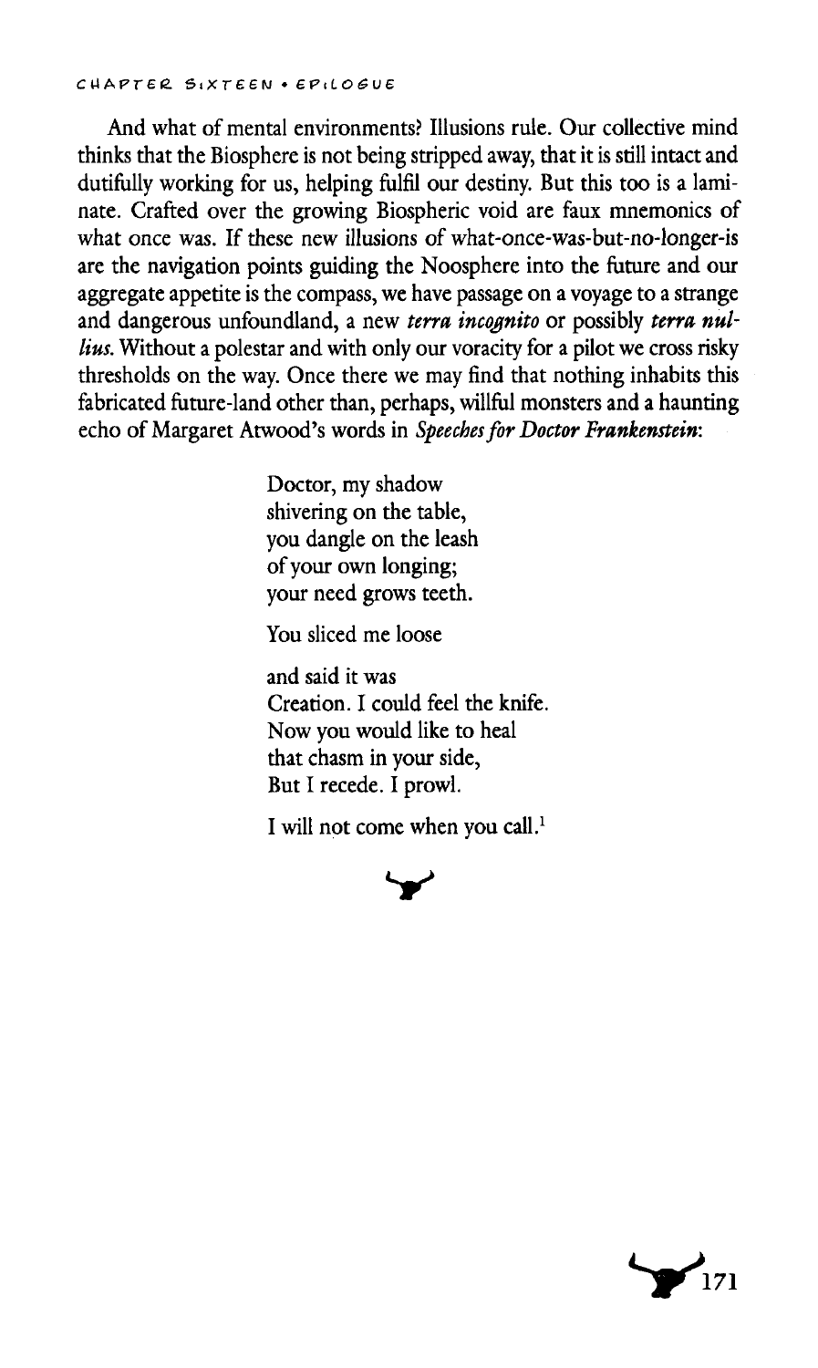And what of mental environments? Illusions rule. Our collective mind thinks that the Biosphere is not being stripped away, that it is still intact and dutifully working for us, helping fulfil our destiny. But this too is a laminate. Crafted over the growing Biospheric void are faux mnemonics of what once was. If these new illusions of what-once-was-but-no-longer-is are the navigation points guiding the Noosphere into the future and our aggregate appetite is the compass, we have passage on a voyage to a strange and dangerous unfoundland, a new ***terra incognito*** or possibly ***terra nullius.*** Without a polestar and with only our voracity for a pilot we cross risky thresholds on the way. Once there we may find that nothing inhabits this fabricated future-land other than, perhaps, willful monsters and a haunting echo of Margaret Atwood's words in *Speeches for Doctor Frankenstein*:

> Doctor, my shadow
> shivering on the table,
> you dangle on the leash
> of your own longing;
> your need grows teeth.
>
> You sliced me loose
>
> and said it was
> Creation. I could feel the knife.
> Now you would like to heal
> that chasm in your side,
> But I recede. I prowl.
>
> I will not come when you call.[1]